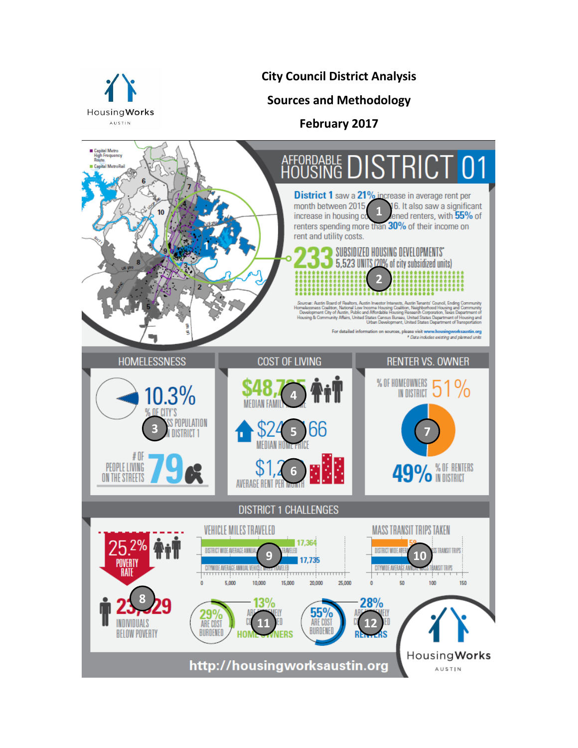HousingWorks AUSTIN

# City Council District Analysis

## Sources and Methodology

## February 2017

# AFFORDABLE HOUSING DISTRICT 01

**District 1** saw a **21%** increase in average rent per month between 2015 [1] 16. It also saw a significant increase in housing co[1]dened renters, with **55%** of renters spending more than **30%** of their income on rent and utility costs.

**233** SUBSIDIZED HOUSING DEVELOPMENTS* 5,523 UNITS (20% of city subsidized units) [2]

Sources: Austin Board of Realtors, Austin Investor Interests, Austin Tenants' Council, Ending Community Homelessness Coalition, National Low Income Housing Coalition, Neighborhood Housing and Community Development City of Austin, Public and Affordable Housing Research Corporation, Texas Department of Housing & Community Affairs, United States Census Bureau, United States Department of Housing and Urban Development, United States Department of Transportation

For detailed information on sources, please visit www.housingworksaustin.org

\* Data includes existing and planned units

### HOMELESSNESS

10.3% % OF CITY'S [3] SS POPULATION IN DISTRICT 1

# OF PEOPLE LIVING ON THE STREETS 79

### COST OF LIVING

$48,7[4] MEDIAN FAMIL[4]E

$24[5]66 MEDIAN HOME PRICE

$1,2[6] AVERAGE RENT PER MONTH

### RENTER VS. OWNER

% OF HOMEOWNERS IN DISTRICT 51% [7]

49% % OF RENTERS IN DISTRICT

### DISTRICT 1 CHALLENGES

25.2% POVERTY RATE

23,[8]29 INDIVIDUALS BELOW POVERTY

**VEHICLE MILES TRAVELED** [9]

- DISTRICT WIDE AVERAGE ANNUAL VEHICLE MILES TRAVELED: 17,364
- CITYWIDE AVERAGE ANNUAL VEHICLE MILES TRAVELED: 17,735

**MASS TRANSIT TRIPS TAKEN** [10]

- DISTRICT WIDE AVERAGE ANNUAL MASS TRANSIT TRIPS: 59
- CITYWIDE AVERAGE ANNUAL MASS TRANSIT TRIPS

29% ARE COST BURDENED; 13% ARE EXTREMELY COST BURDENED [11] HOMEOWNERS

55% ARE COST BURDENED; 28% ARE EXTREMELY COST BURDENED [12] RENTERS

http://housingworksaustin.org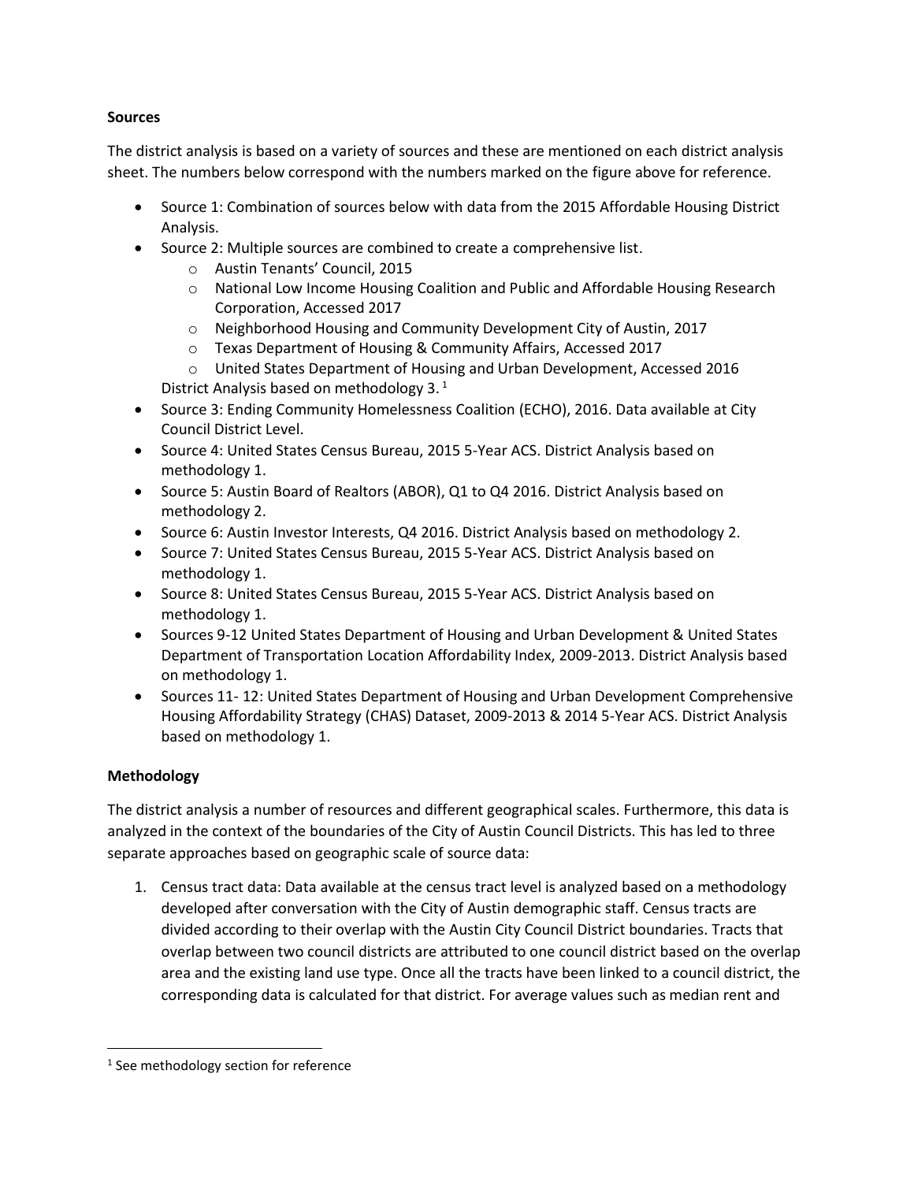**Sources**

The district analysis is based on a variety of sources and these are mentioned on each district analysis sheet. The numbers below correspond with the numbers marked on the figure above for reference.

- Source 1: Combination of sources below with data from the 2015 Affordable Housing District Analysis.
- Source 2: Multiple sources are combined to create a comprehensive list.
  - Austin Tenants' Council, 2015
  - National Low Income Housing Coalition and Public and Affordable Housing Research Corporation, Accessed 2017
  - Neighborhood Housing and Community Development City of Austin, 2017
  - Texas Department of Housing & Community Affairs, Accessed 2017
  - United States Department of Housing and Urban Development, Accessed 2016

  District Analysis based on methodology 3.[1]
- Source 3: Ending Community Homelessness Coalition (ECHO), 2016. Data available at City Council District Level.
- Source 4: United States Census Bureau, 2015 5-Year ACS. District Analysis based on methodology 1.
- Source 5: Austin Board of Realtors (ABOR), Q1 to Q4 2016. District Analysis based on methodology 2.
- Source 6: Austin Investor Interests, Q4 2016. District Analysis based on methodology 2.
- Source 7: United States Census Bureau, 2015 5-Year ACS. District Analysis based on methodology 1.
- Source 8: United States Census Bureau, 2015 5-Year ACS. District Analysis based on methodology 1.
- Sources 9-12 United States Department of Housing and Urban Development & United States Department of Transportation Location Affordability Index, 2009-2013. District Analysis based on methodology 1.
- Sources 11- 12: United States Department of Housing and Urban Development Comprehensive Housing Affordability Strategy (CHAS) Dataset, 2009-2013 & 2014 5-Year ACS. District Analysis based on methodology 1.

**Methodology**

The district analysis a number of resources and different geographical scales. Furthermore, this data is analyzed in the context of the boundaries of the City of Austin Council Districts. This has led to three separate approaches based on geographic scale of source data:

1. Census tract data: Data available at the census tract level is analyzed based on a methodology developed after conversation with the City of Austin demographic staff. Census tracts are divided according to their overlap with the Austin City Council District boundaries. Tracts that overlap between two council districts are attributed to one council district based on the overlap area and the existing land use type. Once all the tracts have been linked to a council district, the corresponding data is calculated for that district. For average values such as median rent and

[1] See methodology section for reference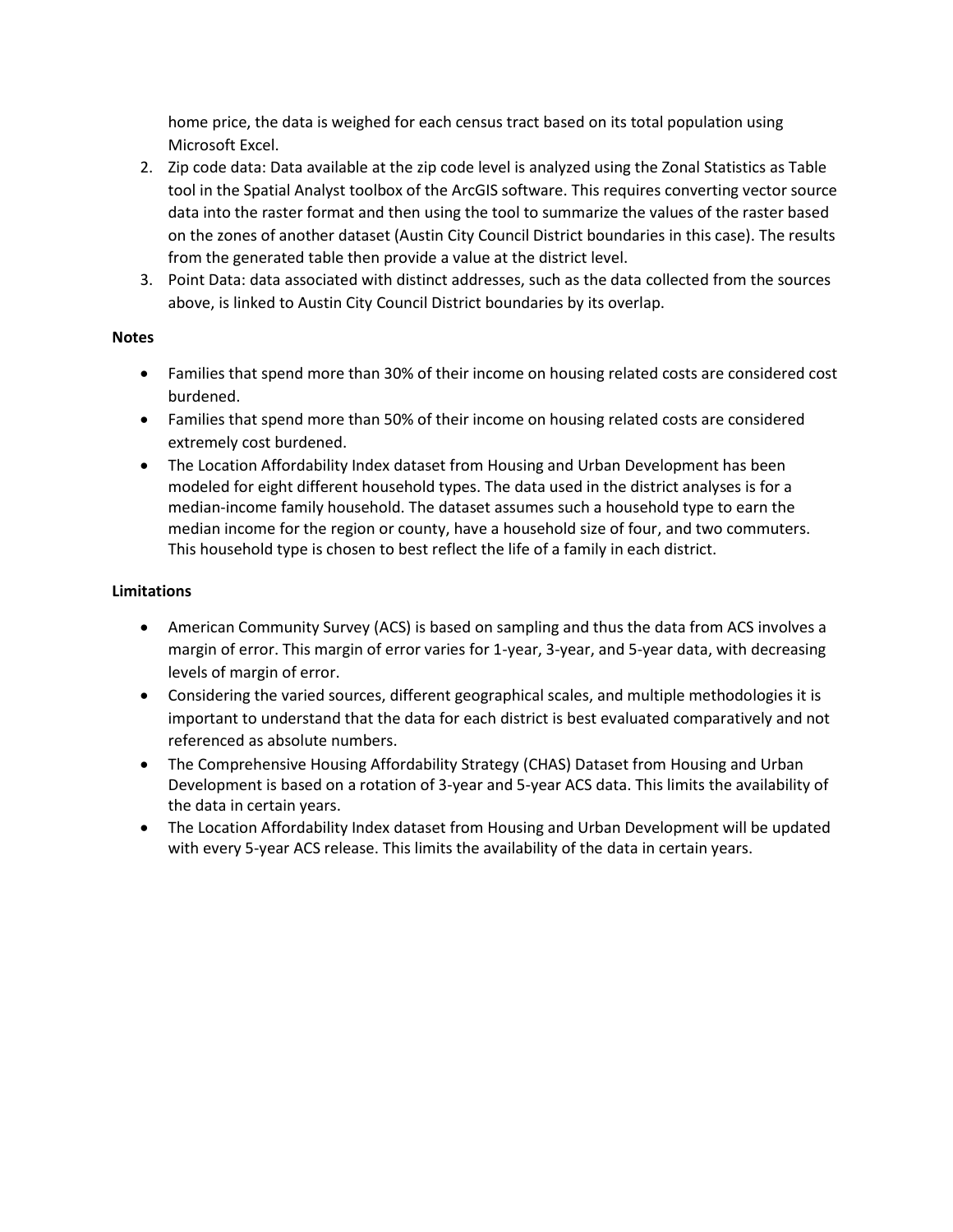home price, the data is weighed for each census tract based on its total population using Microsoft Excel.

2. Zip code data: Data available at the zip code level is analyzed using the Zonal Statistics as Table tool in the Spatial Analyst toolbox of the ArcGIS software. This requires converting vector source data into the raster format and then using the tool to summarize the values of the raster based on the zones of another dataset (Austin City Council District boundaries in this case). The results from the generated table then provide a value at the district level.
3. Point Data: data associated with distinct addresses, such as the data collected from the sources above, is linked to Austin City Council District boundaries by its overlap.

**Notes**

- Families that spend more than 30% of their income on housing related costs are considered cost burdened.
- Families that spend more than 50% of their income on housing related costs are considered extremely cost burdened.
- The Location Affordability Index dataset from Housing and Urban Development has been modeled for eight different household types. The data used in the district analyses is for a median-income family household. The dataset assumes such a household type to earn the median income for the region or county, have a household size of four, and two commuters. This household type is chosen to best reflect the life of a family in each district.

**Limitations**

- American Community Survey (ACS) is based on sampling and thus the data from ACS involves a margin of error. This margin of error varies for 1-year, 3-year, and 5-year data, with decreasing levels of margin of error.
- Considering the varied sources, different geographical scales, and multiple methodologies it is important to understand that the data for each district is best evaluated comparatively and not referenced as absolute numbers.
- The Comprehensive Housing Affordability Strategy (CHAS) Dataset from Housing and Urban Development is based on a rotation of 3-year and 5-year ACS data. This limits the availability of the data in certain years.
- The Location Affordability Index dataset from Housing and Urban Development will be updated with every 5-year ACS release. This limits the availability of the data in certain years.